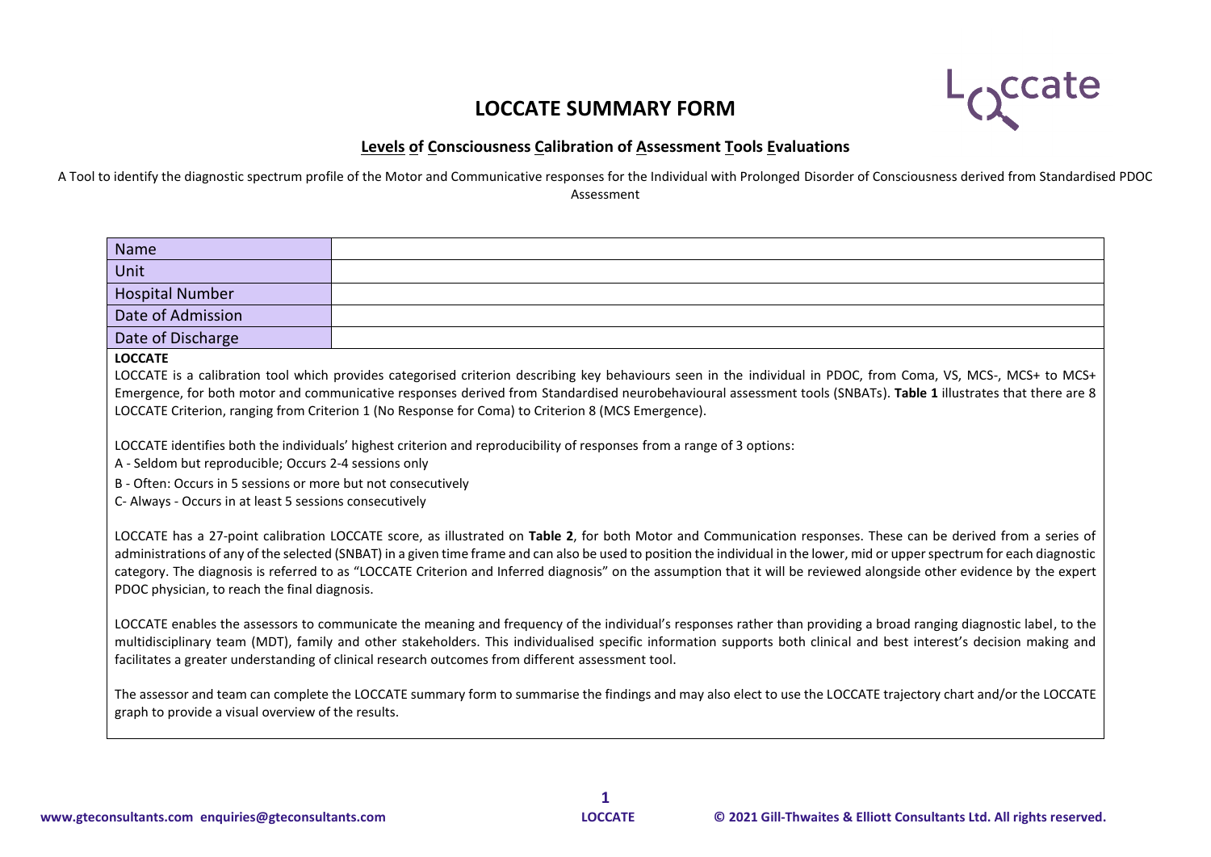# LOCCATE SUMMARY FORM

**Levels of Consciousness Calibration of Assessment Tools Evaluations**

A Tool to identify the diagnostic spectrum profile of the Motor and Communicative responses for the Individual with Prolonged Disorder of Consciousness derived from Standardised PDOC Assessment

| Name | |
|---|---|
| Unit | |
| Hospital Number | |
| Date of Admission | |
| Date of Discharge | |

**LOCCATE**

LOCCATE is a calibration tool which provides categorised criterion describing key behaviours seen in the individual in PDOC, from Coma, VS, MCS-, MCS+ to MCS+ Emergence, for both motor and communicative responses derived from Standardised neurobehavioural assessment tools (SNBATs). **Table 1** illustrates that there are 8 LOCCATE Criterion, ranging from Criterion 1 (No Response for Coma) to Criterion 8 (MCS Emergence).

LOCCATE identifies both the individuals' highest criterion and reproducibility of responses from a range of 3 options:

A - Seldom but reproducible; Occurs 2-4 sessions only

B - Often: Occurs in 5 sessions or more but not consecutively

C- Always - Occurs in at least 5 sessions consecutively

LOCCATE has a 27-point calibration LOCCATE score, as illustrated on **Table 2**, for both Motor and Communication responses. These can be derived from a series of administrations of any of the selected (SNBAT) in a given time frame and can also be used to position the individual in the lower, mid or upper spectrum for each diagnostic category. The diagnosis is referred to as "LOCCATE Criterion and Inferred diagnosis" on the assumption that it will be reviewed alongside other evidence by the expert PDOC physician, to reach the final diagnosis.

LOCCATE enables the assessors to communicate the meaning and frequency of the individual's responses rather than providing a broad ranging diagnostic label, to the multidisciplinary team (MDT), family and other stakeholders. This individualised specific information supports both clinical and best interest's decision making and facilitates a greater understanding of clinical research outcomes from different assessment tool.

The assessor and team can complete the LOCCATE summary form to summarise the findings and may also elect to use the LOCCATE trajectory chart and/or the LOCCATE graph to provide a visual overview of the results.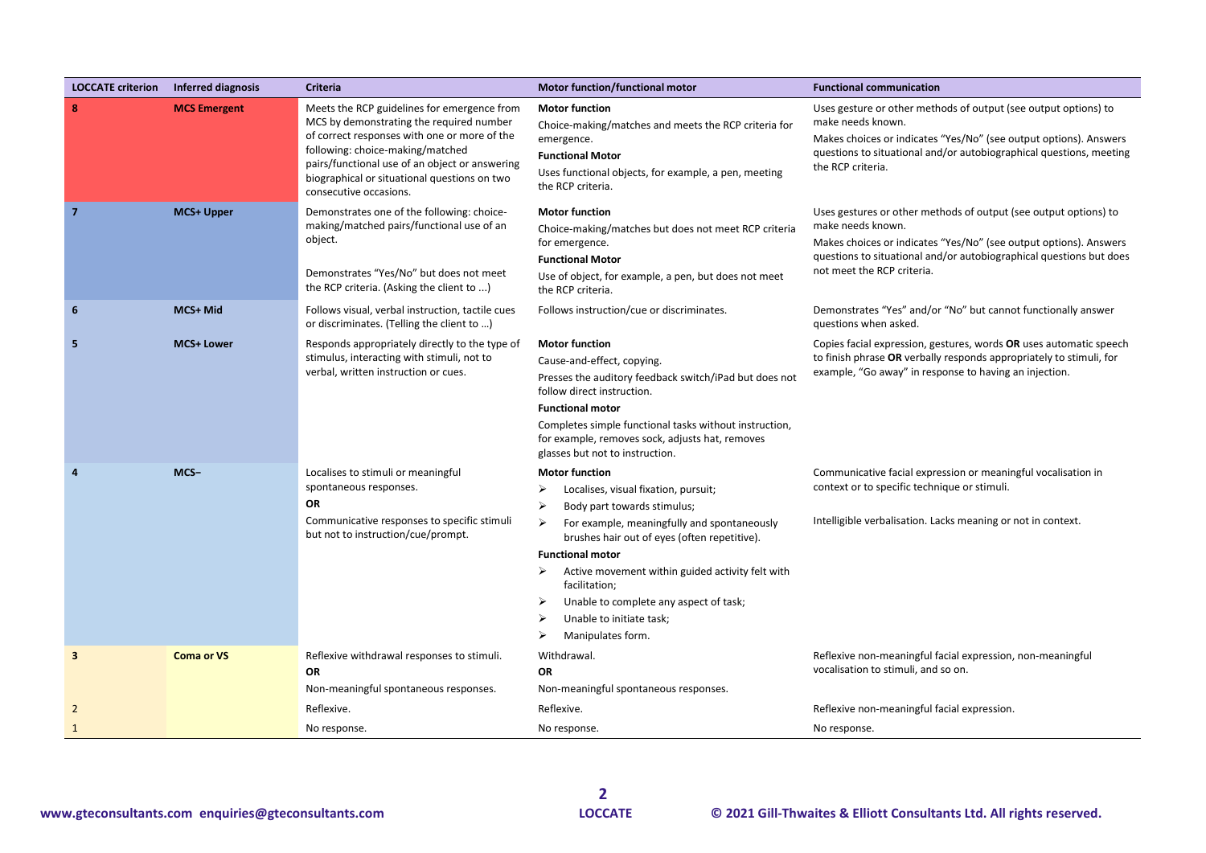| LOCCATE criterion | Inferred diagnosis | Criteria | Motor function/functional motor | Functional communication |
|---|---|---|---|---|
| **8** | **MCS Emergent** | Meets the RCP guidelines for emergence from MCS by demonstrating the required number of correct responses with one or more of the following: choice-making/matched pairs/functional use of an object or answering biographical or situational questions on two consecutive occasions. | **Motor function**<br>Choice-making/matches and meets the RCP criteria for emergence.<br>**Functional Motor**<br>Uses functional objects, for example, a pen, meeting the RCP criteria. | Uses gesture or other methods of output (see output options) to make needs known.<br>Makes choices or indicates "Yes/No" (see output options). Answers questions to situational and/or autobiographical questions, meeting the RCP criteria. |
| **7** | **MCS+ Upper** | Demonstrates one of the following: choice-making/matched pairs/functional use of an object.<br><br>Demonstrates "Yes/No" but does not meet the RCP criteria. (Asking the client to ...) | **Motor function**<br>Choice-making/matches but does not meet RCP criteria for emergence.<br>**Functional Motor**<br>Use of object, for example, a pen, but does not meet the RCP criteria. | Uses gestures or other methods of output (see output options) to make needs known.<br>Makes choices or indicates "Yes/No" (see output options). Answers questions to situational and/or autobiographical questions but does not meet the RCP criteria. |
| **6** | **MCS+ Mid** | Follows visual, verbal instruction, tactile cues or discriminates. (Telling the client to ...) | Follows instruction/cue or discriminates. | Demonstrates "Yes" and/or "No" but cannot functionally answer questions when asked. |
| **5** | **MCS+ Lower** | Responds appropriately directly to the type of stimulus, interacting with stimuli, not to verbal, written instruction or cues. | **Motor function**<br>Cause-and-effect, copying.<br>Presses the auditory feedback switch/iPad but does not follow direct instruction.<br>**Functional motor**<br>Completes simple functional tasks without instruction, for example, removes sock, adjusts hat, removes glasses but not to instruction. | Copies facial expression, gestures, words **OR** uses automatic speech to finish phrase **OR** verbally responds appropriately to stimuli, for example, "Go away" in response to having an injection. |
| **4** | **MCS–** | Localises to stimuli or meaningful spontaneous responses.<br>**OR**<br>Communicative responses to specific stimuli but not to instruction/cue/prompt. | **Motor function**<br>➢ Localises, visual fixation, pursuit;<br>➢ Body part towards stimulus;<br>➢ For example, meaningfully and spontaneously brushes hair out of eyes (often repetitive).<br>**Functional motor**<br>➢ Active movement within guided activity felt with facilitation;<br>➢ Unable to complete any aspect of task;<br>➢ Unable to initiate task;<br>➢ Manipulates form. | Communicative facial expression or meaningful vocalisation in context or to specific technique or stimuli.<br><br>Intelligible verbalisation. Lacks meaning or not in context. |
| **3** | **Coma or VS** | Reflexive withdrawal responses to stimuli.<br>**OR**<br>Non-meaningful spontaneous responses. | Withdrawal.<br>**OR**<br>Non-meaningful spontaneous responses. | Reflexive non-meaningful facial expression, non-meaningful vocalisation to stimuli, and so on. |
| 2 | | Reflexive. | Reflexive. | Reflexive non-meaningful facial expression. |
| 1 | | No response. | No response. | No response. |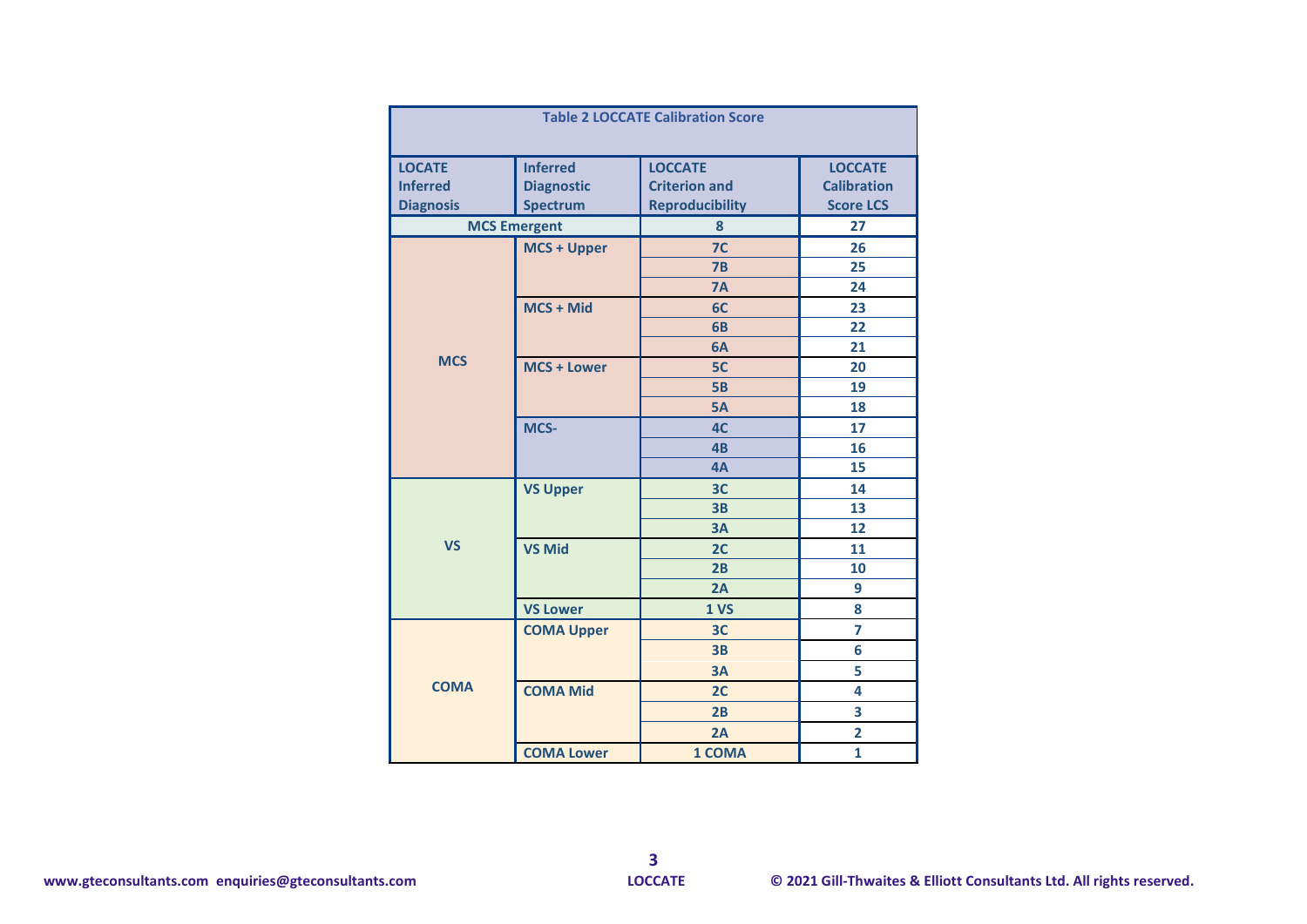**Table 2 LOCCATE Calibration Score**

| LOCATE Inferred Diagnosis | Inferred Diagnostic Spectrum | LOCCATE Criterion and Reproducibility | LOCCATE Calibration Score LCS |
|---|---|---|---|
| MCS Emergent | | 8 | 27 |
| MCS | MCS + Upper | 7C | 26 |
| | | 7B | 25 |
| | | 7A | 24 |
| | MCS + Mid | 6C | 23 |
| | | 6B | 22 |
| | | 6A | 21 |
| | MCS + Lower | 5C | 20 |
| | | 5B | 19 |
| | | 5A | 18 |
| | MCS- | 4C | 17 |
| | | 4B | 16 |
| | | 4A | 15 |
| VS | VS Upper | 3C | 14 |
| | | 3B | 13 |
| | | 3A | 12 |
| | VS Mid | 2C | 11 |
| | | 2B | 10 |
| | | 2A | 9 |
| | VS Lower | 1 VS | 8 |
| COMA | COMA Upper | 3C | 7 |
| | | 3B | 6 |
| | | 3A | 5 |
| | COMA Mid | 2C | 4 |
| | | 2B | 3 |
| | | 2A | 2 |
| | COMA Lower | 1 COMA | 1 |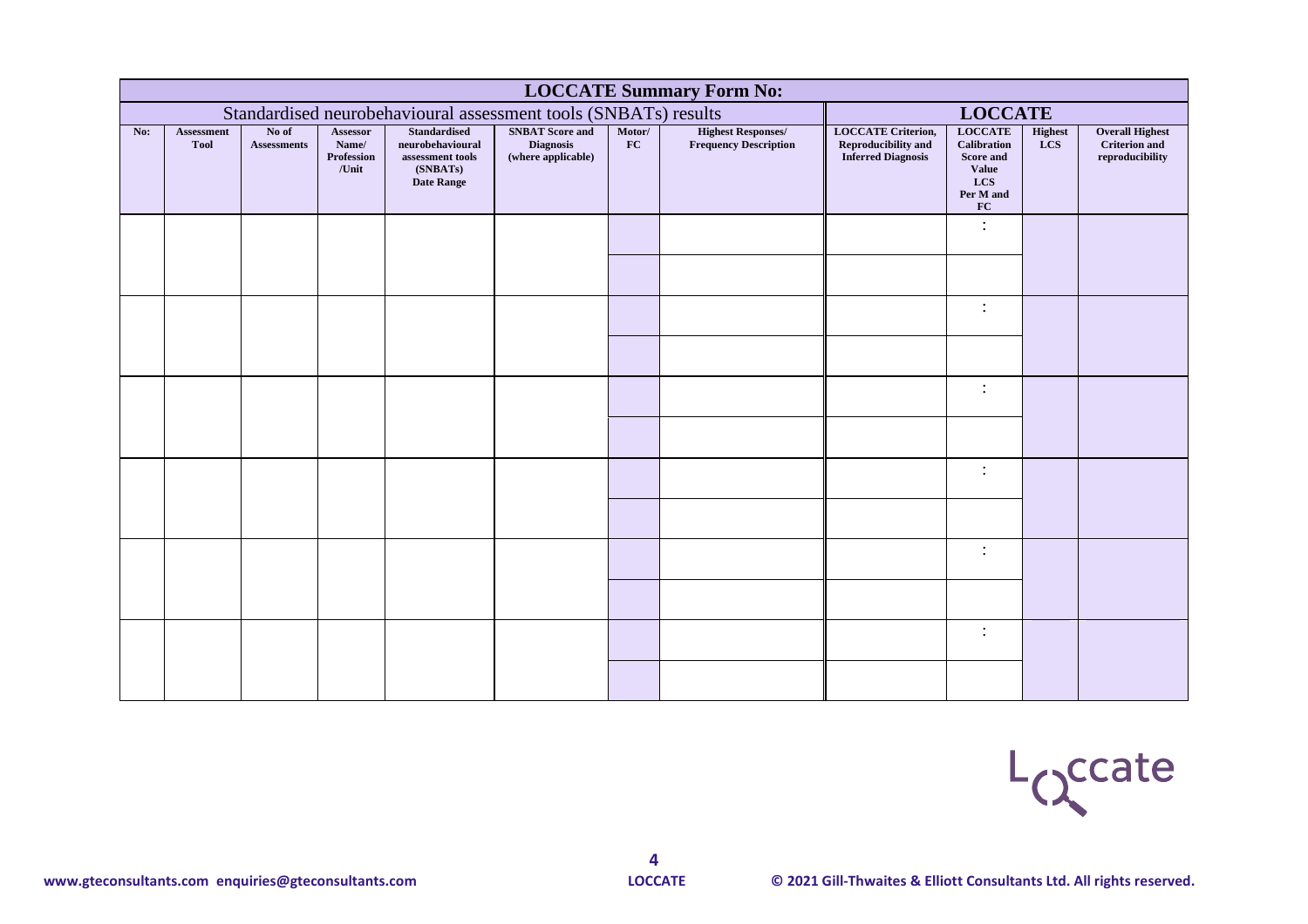| LOCCATE Summary Form No: | | | | | | | | | | | |
|---|---|---|---|---|---|---|---|---|---|---|---|
| Standardised neurobehavioural assessment tools (SNBATs) results | | | | | | | | LOCCATE | | | |
| No: | Assessment Tool | No of Assessments | Assessor Name/ Profession /Unit | Standardised neurobehavioural assessment tools (SNBATs) Date Range | SNBAT Score and Diagnosis (where applicable) | Motor/ FC | Highest Responses/ Frequency Description | LOCCATE Criterion, Reproducibility and Inferred Diagnosis | LOCCATE Calibration Score and Value LCS Per M and FC | Highest LCS | Overall Highest Criterion and reproducibility |
| | | | | | | | | | : | | |
| | | | | | | | | | | | |
| | | | | | | | | | : | | |
| | | | | | | | | | | | |
| | | | | | | | | | : | | |
| | | | | | | | | | | | |
| | | | | | | | | | : | | |
| | | | | | | | | | | | |
| | | | | | | | | | : | | |
| | | | | | | | | | | | |
| | | | | | | | | | : | | |
| | | | | | | | | | | | |

Loccate

www.gteconsultants.com enquiries@gteconsultants.com

LOCCATE

© 2021 Gill-Thwaites & Elliott Consultants Ltd. All rights reserved.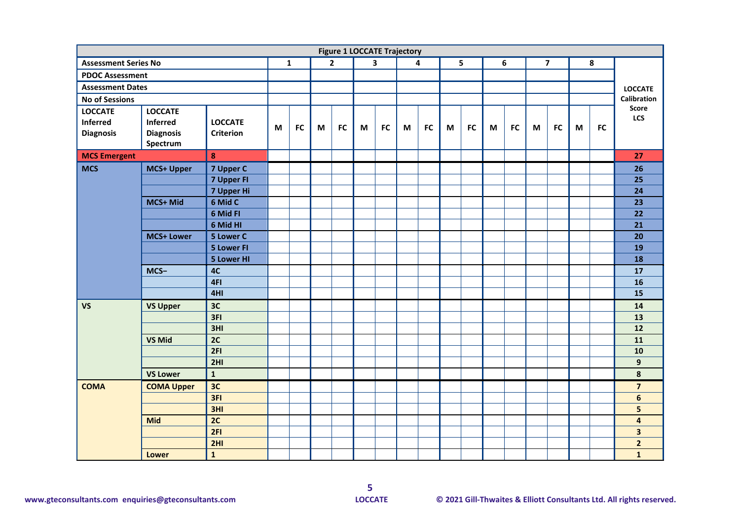| Figure 1 LOCCATE Trajectory | | | | | | | | | | | | | | | | | | | |
|---|---|---|---|---|---|---|---|---|---|---|---|---|---|---|---|---|---|---|---|
| **Assessment Series No** | | | **1** | | **2** | | **3** | | **4** | | **5** | | **6** | | **7** | | **8** | | **LOCCATE Calibration Score LCS** |
| **PDOC Assessment** | | | | | | | | | | | | | | | | | | | |
| **Assessment Dates** | | | | | | | | | | | | | | | | | | | |
| **No of Sessions** | | | | | | | | | | | | | | | | | | | |
| **LOCCATE Inferred Diagnosis** | **LOCCATE Inferred Diagnosis Spectrum** | **LOCCATE Criterion** | **M** | **FC** | **M** | **FC** | **M** | **FC** | **M** | **FC** | **M** | **FC** | **M** | **FC** | **M** | **FC** | **M** | **FC** | |
| **MCS Emergent** | | **8** | | | | | | | | | | | | | | | | | **27** |
| **MCS** | **MCS+ Upper** | **7 Upper C** | | | | | | | | | | | | | | | | | **26** |
| | | **7 Upper FI** | | | | | | | | | | | | | | | | | **25** |
| | | **7 Upper Hi** | | | | | | | | | | | | | | | | | **24** |
| | **MCS+ Mid** | **6 Mid C** | | | | | | | | | | | | | | | | | **23** |
| | | **6 Mid FI** | | | | | | | | | | | | | | | | | **22** |
| | | **6 Mid HI** | | | | | | | | | | | | | | | | | **21** |
| | **MCS+ Lower** | **5 Lower C** | | | | | | | | | | | | | | | | | **20** |
| | | **5 Lower FI** | | | | | | | | | | | | | | | | | **19** |
| | | **5 Lower HI** | | | | | | | | | | | | | | | | | **18** |
| | **MCS–** | **4C** | | | | | | | | | | | | | | | | | **17** |
| | | **4FI** | | | | | | | | | | | | | | | | | **16** |
| | | **4HI** | | | | | | | | | | | | | | | | | **15** |
| **VS** | **VS Upper** | **3C** | | | | | | | | | | | | | | | | | **14** |
| | | **3FI** | | | | | | | | | | | | | | | | | **13** |
| | | **3HI** | | | | | | | | | | | | | | | | | **12** |
| | **VS Mid** | **2C** | | | | | | | | | | | | | | | | | **11** |
| | | **2FI** | | | | | | | | | | | | | | | | | **10** |
| | | **2HI** | | | | | | | | | | | | | | | | | **9** |
| | **VS Lower** | **1** | | | | | | | | | | | | | | | | | **8** |
| **COMA** | **COMA Upper** | **3C** | | | | | | | | | | | | | | | | | **7** |
| | | **3FI** | | | | | | | | | | | | | | | | | **6** |
| | | **3HI** | | | | | | | | | | | | | | | | | **5** |
| | **Mid** | **2C** | | | | | | | | | | | | | | | | | **4** |
| | | **2FI** | | | | | | | | | | | | | | | | | **3** |
| | | **2HI** | | | | | | | | | | | | | | | | | **2** |
| | **Lower** | **1** | | | | | | | | | | | | | | | | | **1** |

**www.gteconsultants.com enquiries@gteconsultants.com** **LOCCATE** **© 2021 Gill-Thwaites & Elliott Consultants Ltd. All rights reserved.**